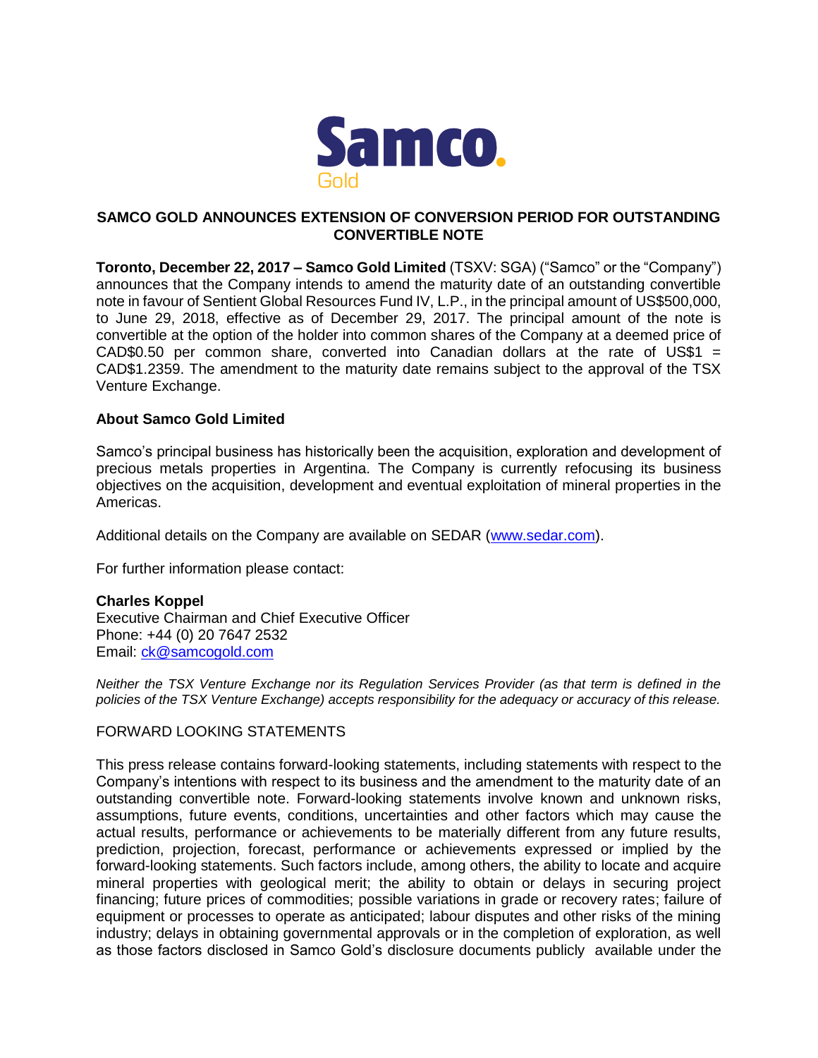Samco
Gold

# SAMCO GOLD ANNOUNCES EXTENSION OF CONVERSION PERIOD FOR OUTSTANDING CONVERTIBLE NOTE

**Toronto, December 22, 2017 – Samco Gold Limited** (TSXV: SGA) ("Samco" or the "Company") announces that the Company intends to amend the maturity date of an outstanding convertible note in favour of Sentient Global Resources Fund IV, L.P., in the principal amount of US$500,000, to June 29, 2018, effective as of December 29, 2017. The principal amount of the note is convertible at the option of the holder into common shares of the Company at a deemed price of CAD$0.50 per common share, converted into Canadian dollars at the rate of US$1 = CAD$1.2359. The amendment to the maturity date remains subject to the approval of the TSX Venture Exchange.

## About Samco Gold Limited

Samco's principal business has historically been the acquisition, exploration and development of precious metals properties in Argentina. The Company is currently refocusing its business objectives on the acquisition, development and eventual exploitation of mineral properties in the Americas.

Additional details on the Company are available on SEDAR (www.sedar.com).

For further information please contact:

**Charles Koppel**
Executive Chairman and Chief Executive Officer
Phone: +44 (0) 20 7647 2532
Email: ck@samcogold.com

*Neither the TSX Venture Exchange nor its Regulation Services Provider (as that term is defined in the policies of the TSX Venture Exchange) accepts responsibility for the adequacy or accuracy of this release.*

FORWARD LOOKING STATEMENTS

This press release contains forward-looking statements, including statements with respect to the Company's intentions with respect to its business and the amendment to the maturity date of an outstanding convertible note. Forward-looking statements involve known and unknown risks, assumptions, future events, conditions, uncertainties and other factors which may cause the actual results, performance or achievements to be materially different from any future results, prediction, projection, forecast, performance or achievements expressed or implied by the forward-looking statements. Such factors include, among others, the ability to locate and acquire mineral properties with geological merit; the ability to obtain or delays in securing project financing; future prices of commodities; possible variations in grade or recovery rates; failure of equipment or processes to operate as anticipated; labour disputes and other risks of the mining industry; delays in obtaining governmental approvals or in the completion of exploration, as well as those factors disclosed in Samco Gold's disclosure documents publicly available under the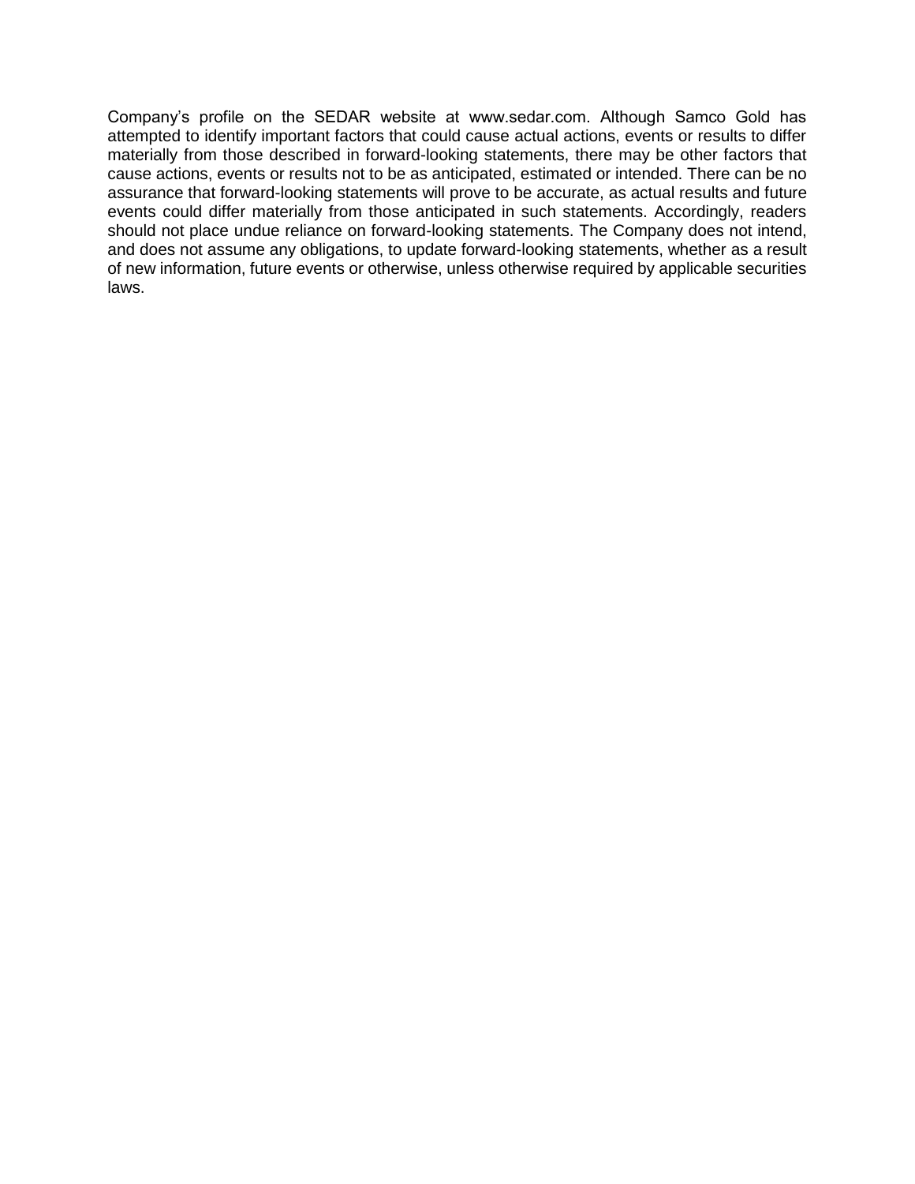Company's profile on the SEDAR website at www.sedar.com. Although Samco Gold has attempted to identify important factors that could cause actual actions, events or results to differ materially from those described in forward-looking statements, there may be other factors that cause actions, events or results not to be as anticipated, estimated or intended. There can be no assurance that forward-looking statements will prove to be accurate, as actual results and future events could differ materially from those anticipated in such statements. Accordingly, readers should not place undue reliance on forward-looking statements. The Company does not intend, and does not assume any obligations, to update forward-looking statements, whether as a result of new information, future events or otherwise, unless otherwise required by applicable securities laws.